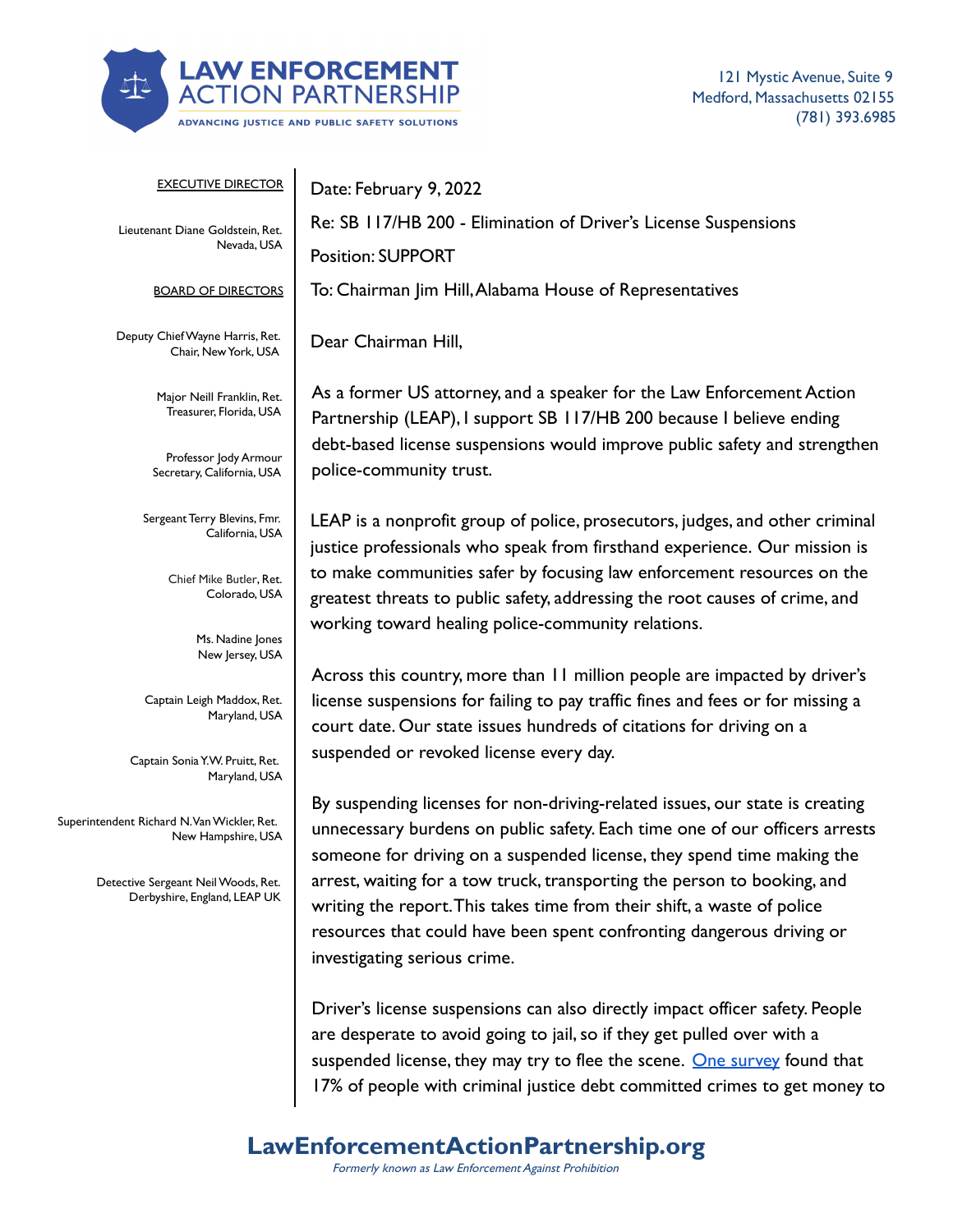# LAW ENFORCEMENT ACTION PARTNERSHIP

ADVANCING JUSTICE AND PUBLIC SAFETY SOLUTIONS

121 Mystic Avenue, Suite 9
Medford, Massachusetts 02155
(781) 393.6985

EXECUTIVE DIRECTOR

Lieutenant Diane Goldstein, Ret.
Nevada, USA

BOARD OF DIRECTORS

Deputy Chief Wayne Harris, Ret.
Chair, New York, USA

Major Neill Franklin, Ret.
Treasurer, Florida, USA

Professor Jody Armour
Secretary, California, USA

Sergeant Terry Blevins, Fmr.
California, USA

Chief Mike Butler, Ret.
Colorado, USA

Ms. Nadine Jones
New Jersey, USA

Captain Leigh Maddox, Ret.
Maryland, USA

Captain Sonia Y.W. Pruitt, Ret.
Maryland, USA

Superintendent Richard N. Van Wickler, Ret.
New Hampshire, USA

Detective Sergeant Neil Woods, Ret.
Derbyshire, England, LEAP UK

Date: February 9, 2022

Re: SB 117/HB 200 - Elimination of Driver's License Suspensions

Position: SUPPORT

To: Chairman Jim Hill, Alabama House of Representatives

Dear Chairman Hill,

As a former US attorney, and a speaker for the Law Enforcement Action Partnership (LEAP), I support SB 117/HB 200 because I believe ending debt-based license suspensions would improve public safety and strengthen police-community trust.

LEAP is a nonprofit group of police, prosecutors, judges, and other criminal justice professionals who speak from firsthand experience. Our mission is to make communities safer by focusing law enforcement resources on the greatest threats to public safety, addressing the root causes of crime, and working toward healing police-community relations.

Across this country, more than 11 million people are impacted by driver's license suspensions for failing to pay traffic fines and fees or for missing a court date. Our state issues hundreds of citations for driving on a suspended or revoked license every day.

By suspending licenses for non-driving-related issues, our state is creating unnecessary burdens on public safety. Each time one of our officers arrests someone for driving on a suspended license, they spend time making the arrest, waiting for a tow truck, transporting the person to booking, and writing the report. This takes time from their shift, a waste of police resources that could have been spent confronting dangerous driving or investigating serious crime.

Driver's license suspensions can also directly impact officer safety. People are desperate to avoid going to jail, so if they get pulled over with a suspended license, they may try to flee the scene. One survey found that 17% of people with criminal justice debt committed crimes to get money to

LawEnforcementActionPartnership.org

*Formerly known as Law Enforcement Against Prohibition*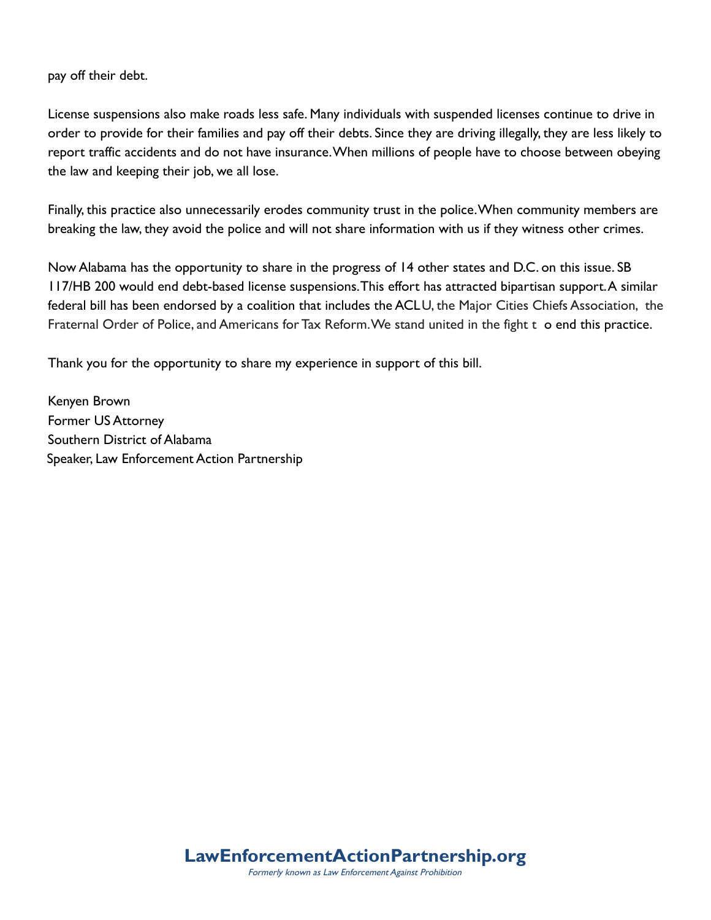pay off their debt.

License suspensions also make roads less safe. Many individuals with suspended licenses continue to drive in order to provide for their families and pay off their debts. Since they are driving illegally, they are less likely to report traffic accidents and do not have insurance. When millions of people have to choose between obeying the law and keeping their job, we all lose.

Finally, this practice also unnecessarily erodes community trust in the police. When community members are breaking the law, they avoid the police and will not share information with us if they witness other crimes.

Now Alabama has the opportunity to share in the progress of 14 other states and D.C. on this issue. SB 117/HB 200 would end debt-based license suspensions. This effort has attracted bipartisan support. A similar federal bill has been endorsed by a coalition that includes the ACLU, the Major Cities Chiefs Association, the Fraternal Order of Police, and Americans for Tax Reform. We stand united in the fight to end this practice.

Thank you for the opportunity to share my experience in support of this bill.

Kenyen Brown
Former US Attorney
Southern District of Alabama
Speaker, Law Enforcement Action Partnership

**LawEnforcementActionPartnership.org**
*Formerly known as Law Enforcement Against Prohibition*